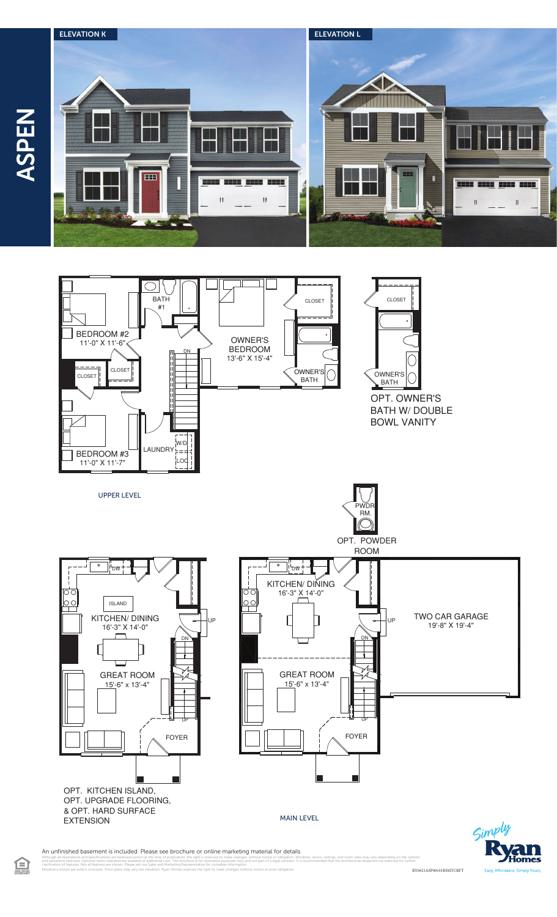# ASPEN

**ELEVATION K**

**ELEVATION L**

## UPPER LEVEL

- BEDROOM #2 — 11'-0" X 11'-6"
- BEDROOM #3 — 11'-0" X 11'-7"
- OWNER'S BEDROOM — 13'-6" X 15'-4"
- BATH #1
- OWNER'S BATH
- CLOSET
- LAUNDRY
- W/D
- LOC
- DN

OPT. OWNER'S BATH W/ DOUBLE BOWL VANITY

## MAIN LEVEL

- KITCHEN/ DINING — 16'-3" X 14'-0"
- GREAT ROOM — 15'-6" x 13'-4"
- TWO CAR GARAGE — 19'-8" X 19'-4"
- FOYER
- DW
- UP
- DN

OPT. POWDER ROOM (PWDR RM.)

OPT. KITCHEN ISLAND, OPT. UPGRADE FLOORING, & OPT. HARD SURFACE EXTENSION

An unfinished basement is included. Please see brochure or online marketing material for details.

Although all illustrations and specifications are believed correct at the time of publication, the right is reserved to make changes, without notice or obligation. Windows, doors, ceilings, and room sizes may vary depending on the options and elevations selected. Optional items indicated are available at additional cost. This brochure is for illustrative purposes only and not part of a legal contract. It is recommended that the architectural blueprints be reviewed for further clarification of features. Not all features are shown. Please ask our Sales and Marketing Representative for complete information. Elevations shown are artist's concepts. Floor plans may vary per elevation. Ryan Homes reserves the right to make changes without notice or prior obligation.

RY0621ASP00v01BSMTCRFT

Simply Ryan Homes — Easy, Affordable, Simply Yours.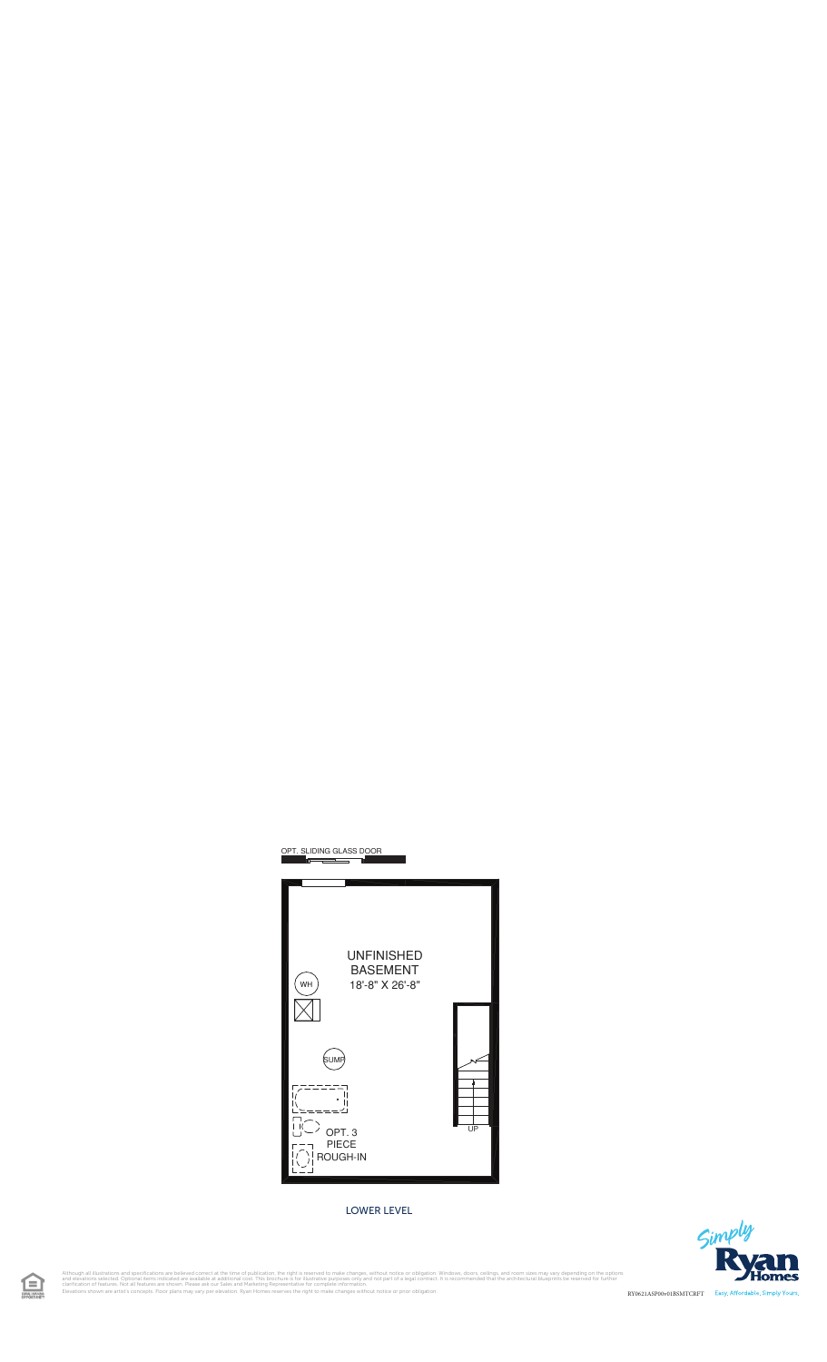OPT. SLIDING GLASS DOOR

UNFINISHED BASEMENT
18'-8" X 26'-8"

WH

SUMP

OPT. 3 PIECE ROUGH-IN

UP

LOWER LEVEL

Although all illustrations and specifications are believed correct at the time of publication, the right is reserved to make changes, without notice or obligation. Windows, doors, ceilings, and room sizes may vary depending on the options and elevations selected. Optional items indicated are available at additional cost. This brochure is for illustrative purposes only and not part of a legal contract. It is recommended that the architectural blueprints be reviewed for further clarification of features. Not all features are shown. Please ask our Sales and Marketing Representative for complete information.
Elevations shown are artist's concepts. Floor plans may vary per elevation. Ryan Homes reserves the right to make changes without notice or prior obligation.

RY0621ASP00v01BSMTCRFT

Simply Ryan Homes

Easy, Affordable, Simply Yours.